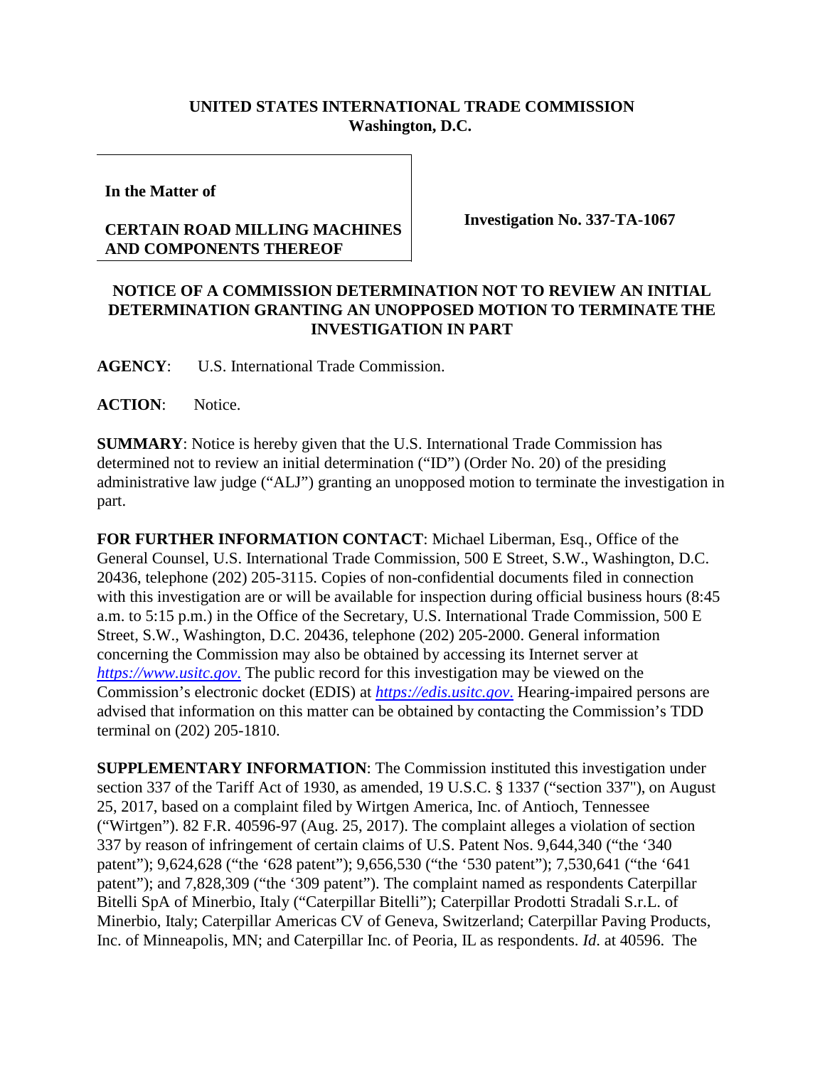**UNITED STATES INTERNATIONAL TRADE COMMISSION**
**Washington, D.C.**

| **In the Matter of** <br><br> **CERTAIN ROAD MILLING MACHINES AND COMPONENTS THEREOF** | **Investigation No. 337-TA-1067** |
|---|---|

**NOTICE OF A COMMISSION DETERMINATION NOT TO REVIEW AN INITIAL DETERMINATION GRANTING AN UNOPPOSED MOTION TO TERMINATE THE INVESTIGATION IN PART**

**AGENCY**: U.S. International Trade Commission.

**ACTION**: Notice.

**SUMMARY**: Notice is hereby given that the U.S. International Trade Commission has determined not to review an initial determination ("ID") (Order No. 20) of the presiding administrative law judge ("ALJ") granting an unopposed motion to terminate the investigation in part.

**FOR FURTHER INFORMATION CONTACT**: Michael Liberman, Esq., Office of the General Counsel, U.S. International Trade Commission, 500 E Street, S.W., Washington, D.C. 20436, telephone (202) 205-3115. Copies of non-confidential documents filed in connection with this investigation are or will be available for inspection during official business hours (8:45 a.m. to 5:15 p.m.) in the Office of the Secretary, U.S. International Trade Commission, 500 E Street, S.W., Washington, D.C. 20436, telephone (202) 205-2000. General information concerning the Commission may also be obtained by accessing its Internet server at *https://www.usitc.gov*. The public record for this investigation may be viewed on the Commission's electronic docket (EDIS) at *https://edis.usitc.gov*. Hearing-impaired persons are advised that information on this matter can be obtained by contacting the Commission's TDD terminal on (202) 205-1810.

**SUPPLEMENTARY INFORMATION**: The Commission instituted this investigation under section 337 of the Tariff Act of 1930, as amended, 19 U.S.C. § 1337 ("section 337"), on August 25, 2017, based on a complaint filed by Wirtgen America, Inc. of Antioch, Tennessee ("Wirtgen"). 82 F.R. 40596-97 (Aug. 25, 2017). The complaint alleges a violation of section 337 by reason of infringement of certain claims of U.S. Patent Nos. 9,644,340 ("the '340 patent"); 9,624,628 ("the '628 patent"); 9,656,530 ("the '530 patent"); 7,530,641 ("the '641 patent"); and 7,828,309 ("the '309 patent"). The complaint named as respondents Caterpillar Bitelli SpA of Minerbio, Italy ("Caterpillar Bitelli"); Caterpillar Prodotti Stradali S.r.L. of Minerbio, Italy; Caterpillar Americas CV of Geneva, Switzerland; Caterpillar Paving Products, Inc. of Minneapolis, MN; and Caterpillar Inc. of Peoria, IL as respondents. *Id.* at 40596. The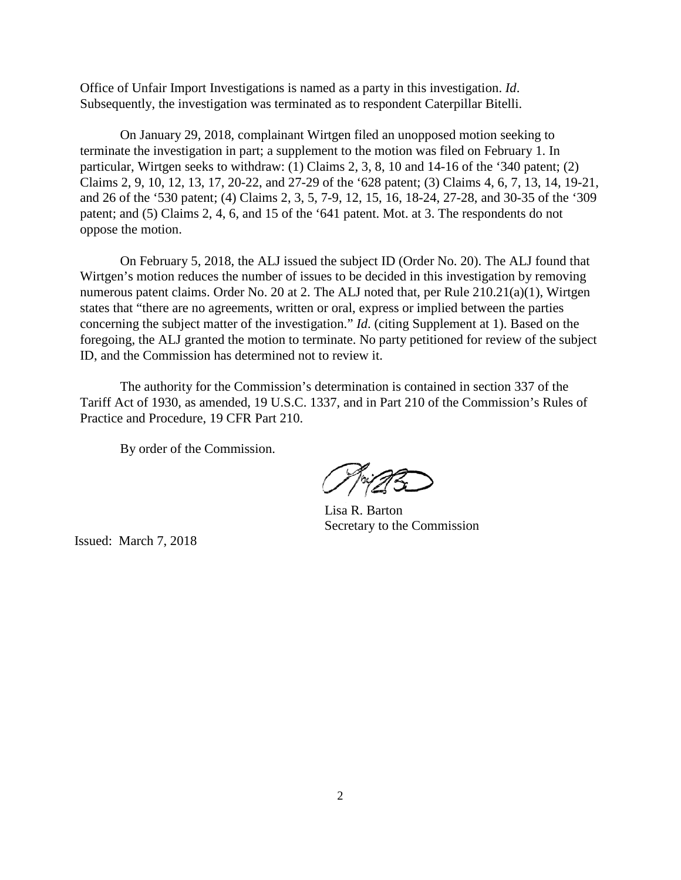Office of Unfair Import Investigations is named as a party in this investigation. *Id*. Subsequently, the investigation was terminated as to respondent Caterpillar Bitelli.

On January 29, 2018, complainant Wirtgen filed an unopposed motion seeking to terminate the investigation in part; a supplement to the motion was filed on February 1. In particular, Wirtgen seeks to withdraw: (1) Claims 2, 3, 8, 10 and 14-16 of the '340 patent; (2) Claims 2, 9, 10, 12, 13, 17, 20-22, and 27-29 of the '628 patent; (3) Claims 4, 6, 7, 13, 14, 19-21, and 26 of the '530 patent; (4) Claims 2, 3, 5, 7-9, 12, 15, 16, 18-24, 27-28, and 30-35 of the '309 patent; and (5) Claims 2, 4, 6, and 15 of the '641 patent. Mot. at 3. The respondents do not oppose the motion.

On February 5, 2018, the ALJ issued the subject ID (Order No. 20). The ALJ found that Wirtgen's motion reduces the number of issues to be decided in this investigation by removing numerous patent claims. Order No. 20 at 2. The ALJ noted that, per Rule 210.21(a)(1), Wirtgen states that "there are no agreements, written or oral, express or implied between the parties concerning the subject matter of the investigation." *Id.* (citing Supplement at 1). Based on the foregoing, the ALJ granted the motion to terminate. No party petitioned for review of the subject ID, and the Commission has determined not to review it.

The authority for the Commission's determination is contained in section 337 of the Tariff Act of 1930, as amended, 19 U.S.C. 1337, and in Part 210 of the Commission's Rules of Practice and Procedure, 19 CFR Part 210.

By order of the Commission.

Lisa R. Barton
Secretary to the Commission

Issued: March 7, 2018